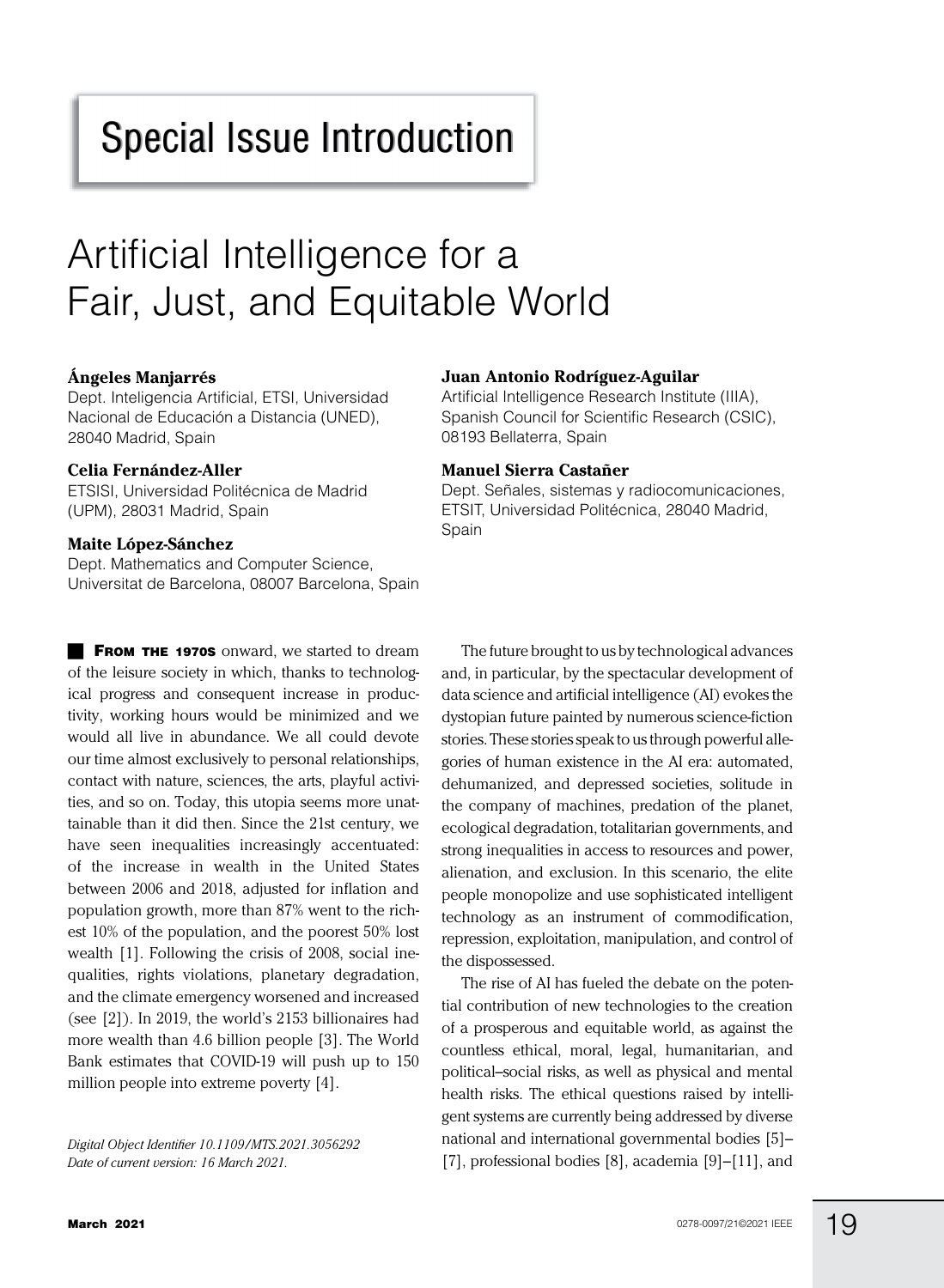# Special Issue Introduction

# Artificial Intelligence for a Fair, Just, and Equitable World

**Ángeles Manjarrés**
Dept. Inteligencia Artificial, ETSI, Universidad Nacional de Educación a Distancia (UNED), 28040 Madrid, Spain

**Celia Fernández-Aller**
ETSISI, Universidad Politécnica de Madrid (UPM), 28031 Madrid, Spain

**Maite López-Sánchez**
Dept. Mathematics and Computer Science, Universitat de Barcelona, 08007 Barcelona, Spain

**Juan Antonio Rodríguez-Aguilar**
Artificial Intelligence Research Institute (IIIA), Spanish Council for Scientific Research (CSIC), 08193 Bellaterra, Spain

**Manuel Sierra Castañer**
Dept. Señales, sistemas y radiocomunicaciones, ETSIT, Universidad Politécnica, 28040 Madrid, Spain

**From the 1970s** onward, we started to dream of the leisure society in which, thanks to technological progress and consequent increase in productivity, working hours would be minimized and we would all live in abundance. We all could devote our time almost exclusively to personal relationships, contact with nature, sciences, the arts, playful activities, and so on. Today, this utopia seems more unattainable than it did then. Since the 21st century, we have seen inequalities increasingly accentuated: of the increase in wealth in the United States between 2006 and 2018, adjusted for inflation and population growth, more than 87% went to the richest 10% of the population, and the poorest 50% lost wealth [1]. Following the crisis of 2008, social inequalities, rights violations, planetary degradation, and the climate emergency worsened and increased (see [2]). In 2019, the world's 2153 billionaires had more wealth than 4.6 billion people [3]. The World Bank estimates that COVID-19 will push up to 150 million people into extreme poverty [4].

*Digital Object Identifier 10.1109/MTS.2021.3056292*
*Date of current version: 16 March 2021.*

The future brought to us by technological advances and, in particular, by the spectacular development of data science and artificial intelligence (AI) evokes the dystopian future painted by numerous science-fiction stories. These stories speak to us through powerful allegories of human existence in the AI era: automated, dehumanized, and depressed societies, solitude in the company of machines, predation of the planet, ecological degradation, totalitarian governments, and strong inequalities in access to resources and power, alienation, and exclusion. In this scenario, the elite people monopolize and use sophisticated intelligent technology as an instrument of commodification, repression, exploitation, manipulation, and control of the dispossessed.

The rise of AI has fueled the debate on the potential contribution of new technologies to the creation of a prosperous and equitable world, as against the countless ethical, moral, legal, humanitarian, and political–social risks, as well as physical and mental health risks. The ethical questions raised by intelligent systems are currently being addressed by diverse national and international governmental bodies [5]–[7], professional bodies [8], academia [9]–[11], and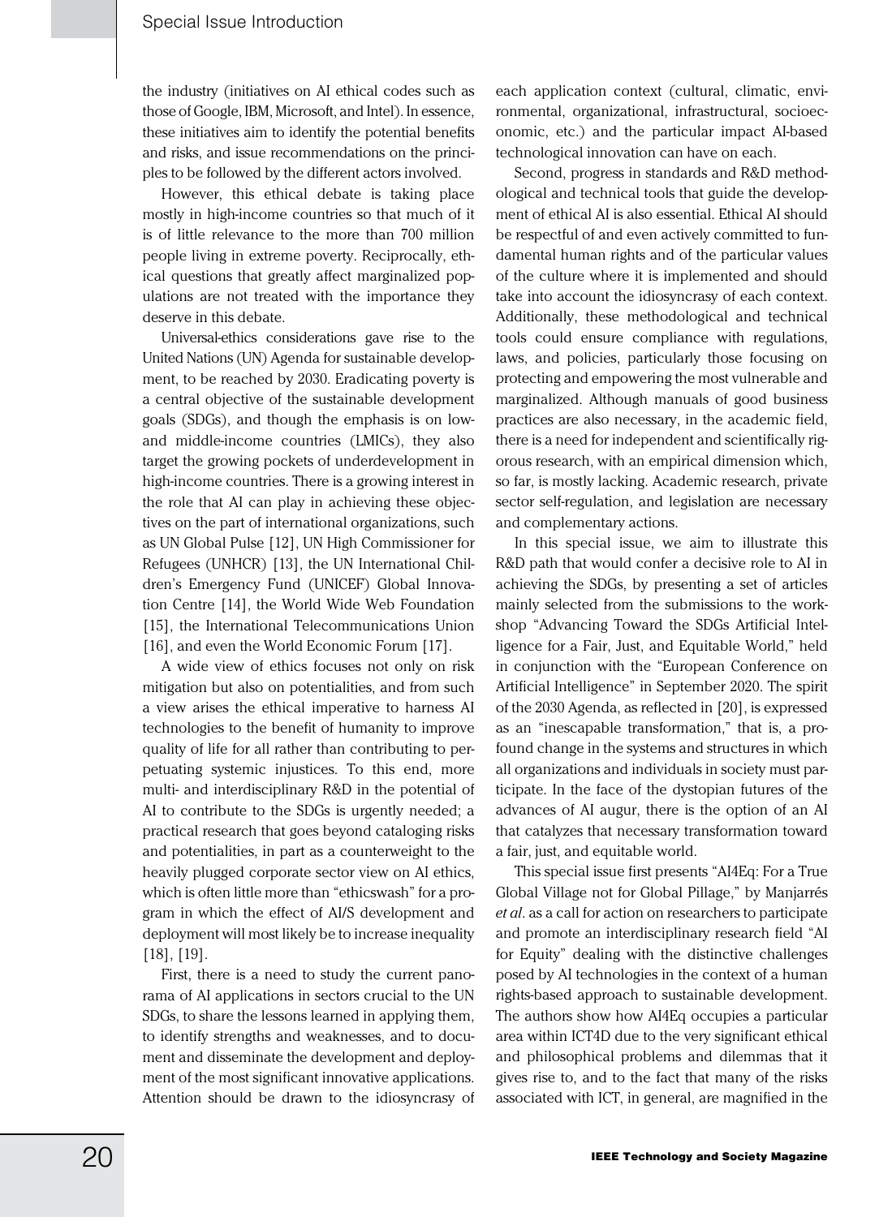the industry (initiatives on AI ethical codes such as those of Google, IBM, Microsoft, and Intel). In essence, these initiatives aim to identify the potential benefits and risks, and issue recommendations on the principles to be followed by the different actors involved.

However, this ethical debate is taking place mostly in high-income countries so that much of it is of little relevance to the more than 700 million people living in extreme poverty. Reciprocally, ethical questions that greatly affect marginalized populations are not treated with the importance they deserve in this debate.

Universal-ethics considerations gave rise to the United Nations (UN) Agenda for sustainable development, to be reached by 2030. Eradicating poverty is a central objective of the sustainable development goals (SDGs), and though the emphasis is on low- and middle-income countries (LMICs), they also target the growing pockets of underdevelopment in high-income countries. There is a growing interest in the role that AI can play in achieving these objectives on the part of international organizations, such as UN Global Pulse [12], UN High Commissioner for Refugees (UNHCR) [13], the UN International Children's Emergency Fund (UNICEF) Global Innovation Centre [14], the World Wide Web Foundation [15], the International Telecommunications Union [16], and even the World Economic Forum [17].

A wide view of ethics focuses not only on risk mitigation but also on potentialities, and from such a view arises the ethical imperative to harness AI technologies to the benefit of humanity to improve quality of life for all rather than contributing to perpetuating systemic injustices. To this end, more multi- and interdisciplinary R&D in the potential of AI to contribute to the SDGs is urgently needed; a practical research that goes beyond cataloging risks and potentialities, in part as a counterweight to the heavily plugged corporate sector view on AI ethics, which is often little more than "ethicswash" for a program in which the effect of AI/S development and deployment will most likely be to increase inequality [18], [19].

First, there is a need to study the current panorama of AI applications in sectors crucial to the UN SDGs, to share the lessons learned in applying them, to identify strengths and weaknesses, and to document and disseminate the development and deployment of the most significant innovative applications. Attention should be drawn to the idiosyncrasy of each application context (cultural, climatic, environmental, organizational, infrastructural, socioeconomic, etc.) and the particular impact AI-based technological innovation can have on each.

Second, progress in standards and R&D methodological and technical tools that guide the development of ethical AI is also essential. Ethical AI should be respectful of and even actively committed to fundamental human rights and of the particular values of the culture where it is implemented and should take into account the idiosyncrasy of each context. Additionally, these methodological and technical tools could ensure compliance with regulations, laws, and policies, particularly those focusing on protecting and empowering the most vulnerable and marginalized. Although manuals of good business practices are also necessary, in the academic field, there is a need for independent and scientifically rigorous research, with an empirical dimension which, so far, is mostly lacking. Academic research, private sector self-regulation, and legislation are necessary and complementary actions.

In this special issue, we aim to illustrate this R&D path that would confer a decisive role to AI in achieving the SDGs, by presenting a set of articles mainly selected from the submissions to the workshop "Advancing Toward the SDGs Artificial Intelligence for a Fair, Just, and Equitable World," held in conjunction with the "European Conference on Artificial Intelligence" in September 2020. The spirit of the 2030 Agenda, as reflected in [20], is expressed as an "inescapable transformation," that is, a profound change in the systems and structures in which all organizations and individuals in society must participate. In the face of the dystopian futures of the advances of AI augur, there is the option of an AI that catalyzes that necessary transformation toward a fair, just, and equitable world.

This special issue first presents "AI4Eq: For a True Global Village not for Global Pillage," by Manjarrés *et al.* as a call for action on researchers to participate and promote an interdisciplinary research field "AI for Equity" dealing with the distinctive challenges posed by AI technologies in the context of a human rights-based approach to sustainable development. The authors show how AI4Eq occupies a particular area within ICT4D due to the very significant ethical and philosophical problems and dilemmas that it gives rise to, and to the fact that many of the risks associated with ICT, in general, are magnified in the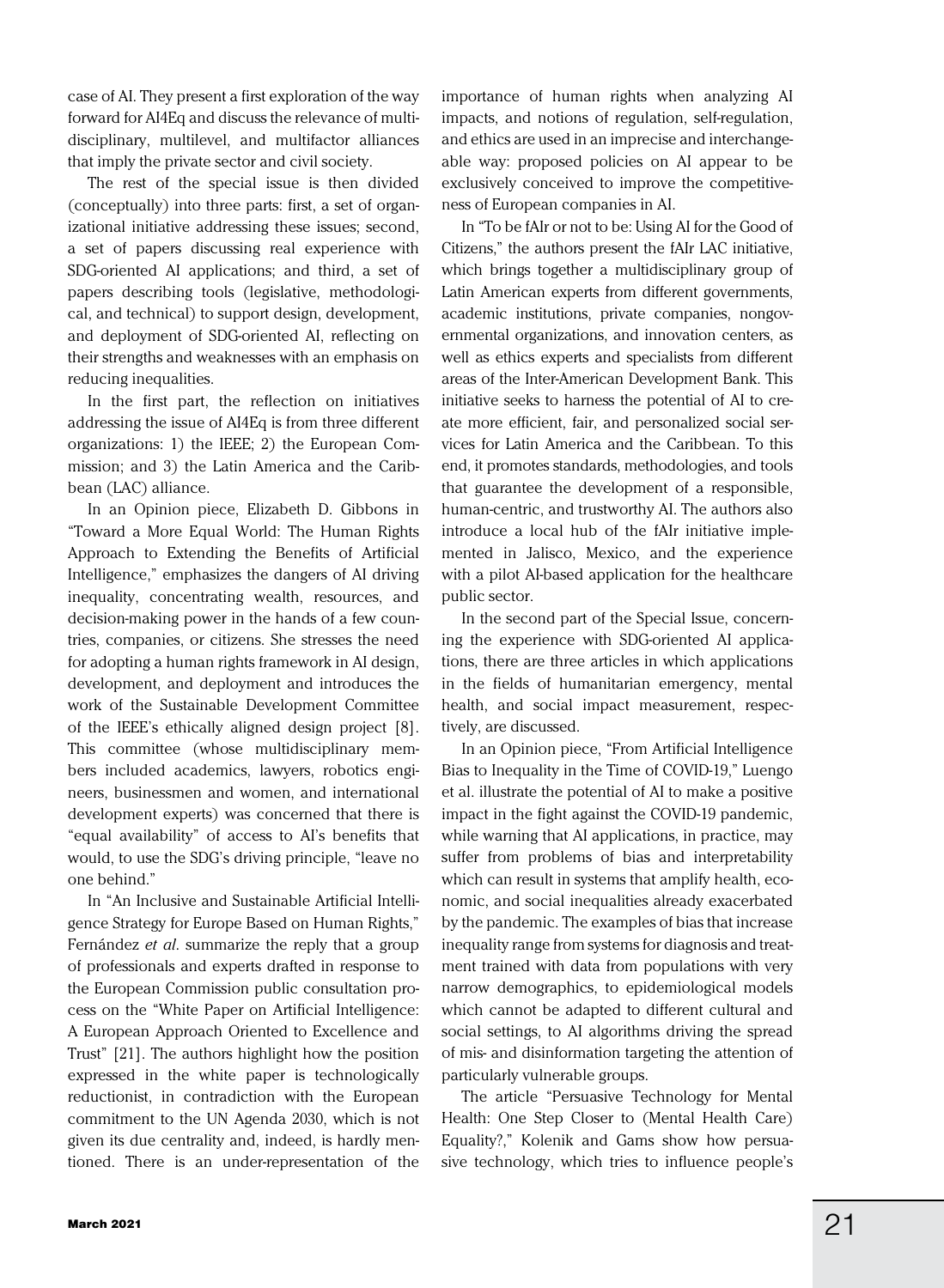case of AI. They present a first exploration of the way forward for AI4Eq and discuss the relevance of multidisciplinary, multilevel, and multifactor alliances that imply the private sector and civil society.

The rest of the special issue is then divided (conceptually) into three parts: first, a set of organizational initiative addressing these issues; second, a set of papers discussing real experience with SDG-oriented AI applications; and third, a set of papers describing tools (legislative, methodological, and technical) to support design, development, and deployment of SDG-oriented AI, reflecting on their strengths and weaknesses with an emphasis on reducing inequalities.

In the first part, the reflection on initiatives addressing the issue of AI4Eq is from three different organizations: 1) the IEEE; 2) the European Commission; and 3) the Latin America and the Caribbean (LAC) alliance.

In an Opinion piece, Elizabeth D. Gibbons in "Toward a More Equal World: The Human Rights Approach to Extending the Benefits of Artificial Intelligence," emphasizes the dangers of AI driving inequality, concentrating wealth, resources, and decision-making power in the hands of a few countries, companies, or citizens. She stresses the need for adopting a human rights framework in AI design, development, and deployment and introduces the work of the Sustainable Development Committee of the IEEE's ethically aligned design project [8]. This committee (whose multidisciplinary members included academics, lawyers, robotics engineers, businessmen and women, and international development experts) was concerned that there is "equal availability" of access to AI's benefits that would, to use the SDG's driving principle, "leave no one behind."

In "An Inclusive and Sustainable Artificial Intelligence Strategy for Europe Based on Human Rights," Fernández *et al*. summarize the reply that a group of professionals and experts drafted in response to the European Commission public consultation process on the "White Paper on Artificial Intelligence: A European Approach Oriented to Excellence and Trust" [21]. The authors highlight how the position expressed in the white paper is technologically reductionist, in contradiction with the European commitment to the UN Agenda 2030, which is not given its due centrality and, indeed, is hardly mentioned. There is an under-representation of the importance of human rights when analyzing AI impacts, and notions of regulation, self-regulation, and ethics are used in an imprecise and interchangeable way: proposed policies on AI appear to be exclusively conceived to improve the competitiveness of European companies in AI.

In "To be fAIr or not to be: Using AI for the Good of Citizens," the authors present the fAIr LAC initiative, which brings together a multidisciplinary group of Latin American experts from different governments, academic institutions, private companies, nongovernmental organizations, and innovation centers, as well as ethics experts and specialists from different areas of the Inter-American Development Bank. This initiative seeks to harness the potential of AI to create more efficient, fair, and personalized social services for Latin America and the Caribbean. To this end, it promotes standards, methodologies, and tools that guarantee the development of a responsible, human-centric, and trustworthy AI. The authors also introduce a local hub of the fAIr initiative implemented in Jalisco, Mexico, and the experience with a pilot AI-based application for the healthcare public sector.

In the second part of the Special Issue, concerning the experience with SDG-oriented AI applications, there are three articles in which applications in the fields of humanitarian emergency, mental health, and social impact measurement, respectively, are discussed.

In an Opinion piece, "From Artificial Intelligence Bias to Inequality in the Time of COVID-19," Luengo et al. illustrate the potential of AI to make a positive impact in the fight against the COVID-19 pandemic, while warning that AI applications, in practice, may suffer from problems of bias and interpretability which can result in systems that amplify health, economic, and social inequalities already exacerbated by the pandemic. The examples of bias that increase inequality range from systems for diagnosis and treatment trained with data from populations with very narrow demographics, to epidemiological models which cannot be adapted to different cultural and social settings, to AI algorithms driving the spread of mis- and disinformation targeting the attention of particularly vulnerable groups.

The article "Persuasive Technology for Mental Health: One Step Closer to (Mental Health Care) Equality?," Kolenik and Gams show how persuasive technology, which tries to influence people's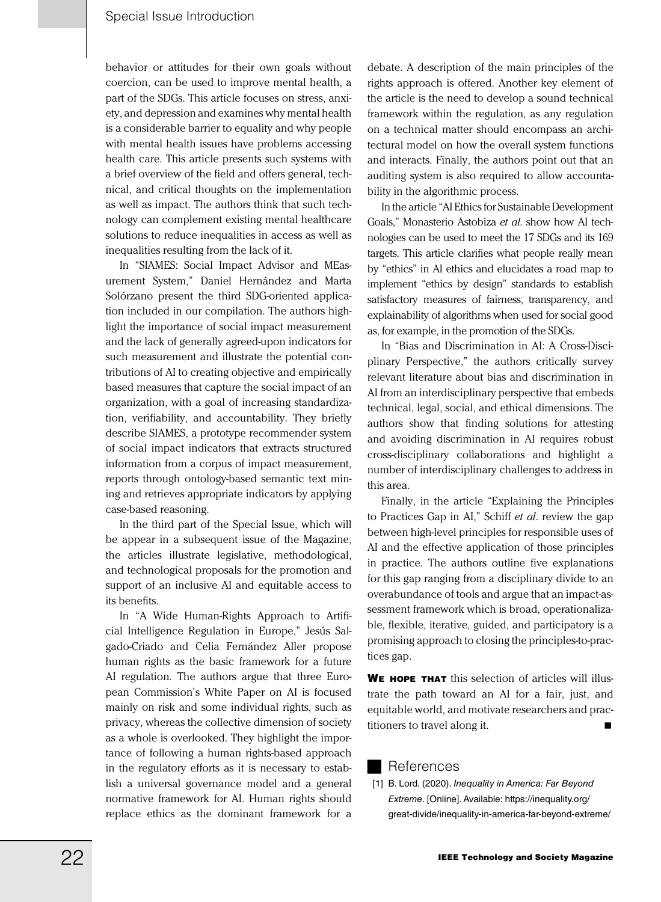behavior or attitudes for their own goals without coercion, can be used to improve mental health, a part of the SDGs. This article focuses on stress, anxiety, and depression and examines why mental health is a considerable barrier to equality and why people with mental health issues have problems accessing health care. This article presents such systems with a brief overview of the field and offers general, technical, and critical thoughts on the implementation as well as impact. The authors think that such technology can complement existing mental healthcare solutions to reduce inequalities in access as well as inequalities resulting from the lack of it.

In "SIAMES: Social Impact Advisor and MEasurement System," Daniel Hernández and Marta Solórzano present the third SDG-oriented application included in our compilation. The authors highlight the importance of social impact measurement and the lack of generally agreed-upon indicators for such measurement and illustrate the potential contributions of AI to creating objective and empirically based measures that capture the social impact of an organization, with a goal of increasing standardization, verifiability, and accountability. They briefly describe SIAMES, a prototype recommender system of social impact indicators that extracts structured information from a corpus of impact measurement, reports through ontology-based semantic text mining and retrieves appropriate indicators by applying case-based reasoning.

In the third part of the Special Issue, which will be appear in a subsequent issue of the Magazine, the articles illustrate legislative, methodological, and technological proposals for the promotion and support of an inclusive AI and equitable access to its benefits.

In "A Wide Human-Rights Approach to Artificial Intelligence Regulation in Europe," Jesús Salgado-Criado and Celia Fernández Aller propose human rights as the basic framework for a future AI regulation. The authors argue that three European Commission's White Paper on AI is focused mainly on risk and some individual rights, such as privacy, whereas the collective dimension of society as a whole is overlooked. They highlight the importance of following a human rights-based approach in the regulatory efforts as it is necessary to establish a universal governance model and a general normative framework for AI. Human rights should replace ethics as the dominant framework for a debate. A description of the main principles of the rights approach is offered. Another key element of the article is the need to develop a sound technical framework within the regulation, as any regulation on a technical matter should encompass an architectural model on how the overall system functions and interacts. Finally, the authors point out that an auditing system is also required to allow accountability in the algorithmic process.

In the article "AI Ethics for Sustainable Development Goals," Monasterio Astobiza *et al*. show how AI technologies can be used to meet the 17 SDGs and its 169 targets. This article clarifies what people really mean by "ethics" in AI ethics and elucidates a road map to implement "ethics by design" standards to establish satisfactory measures of fairness, transparency, and explainability of algorithms when used for social good as, for example, in the promotion of the SDGs.

In "Bias and Discrimination in AI: A Cross-Disciplinary Perspective," the authors critically survey relevant literature about bias and discrimination in AI from an interdisciplinary perspective that embeds technical, legal, social, and ethical dimensions. The authors show that finding solutions for attesting and avoiding discrimination in AI requires robust cross-disciplinary collaborations and highlight a number of interdisciplinary challenges to address in this area.

Finally, in the article "Explaining the Principles to Practices Gap in AI," Schiff *et al*. review the gap between high-level principles for responsible uses of AI and the effective application of those principles in practice. The authors outline five explanations for this gap ranging from a disciplinary divide to an overabundance of tools and argue that an impact-assessment framework which is broad, operationalizable, flexible, iterative, guided, and participatory is a promising approach to closing the principles-to-practices gap.

**We hope that** this selection of articles will illustrate the path toward an AI for a fair, just, and equitable world, and motivate researchers and practitioners to travel along it. ■

## References

[1] B. Lord. (2020). *Inequality in America: Far Beyond Extreme*. [Online]. Available: https://inequality.org/great-divide/inequality-in-america-far-beyond-extreme/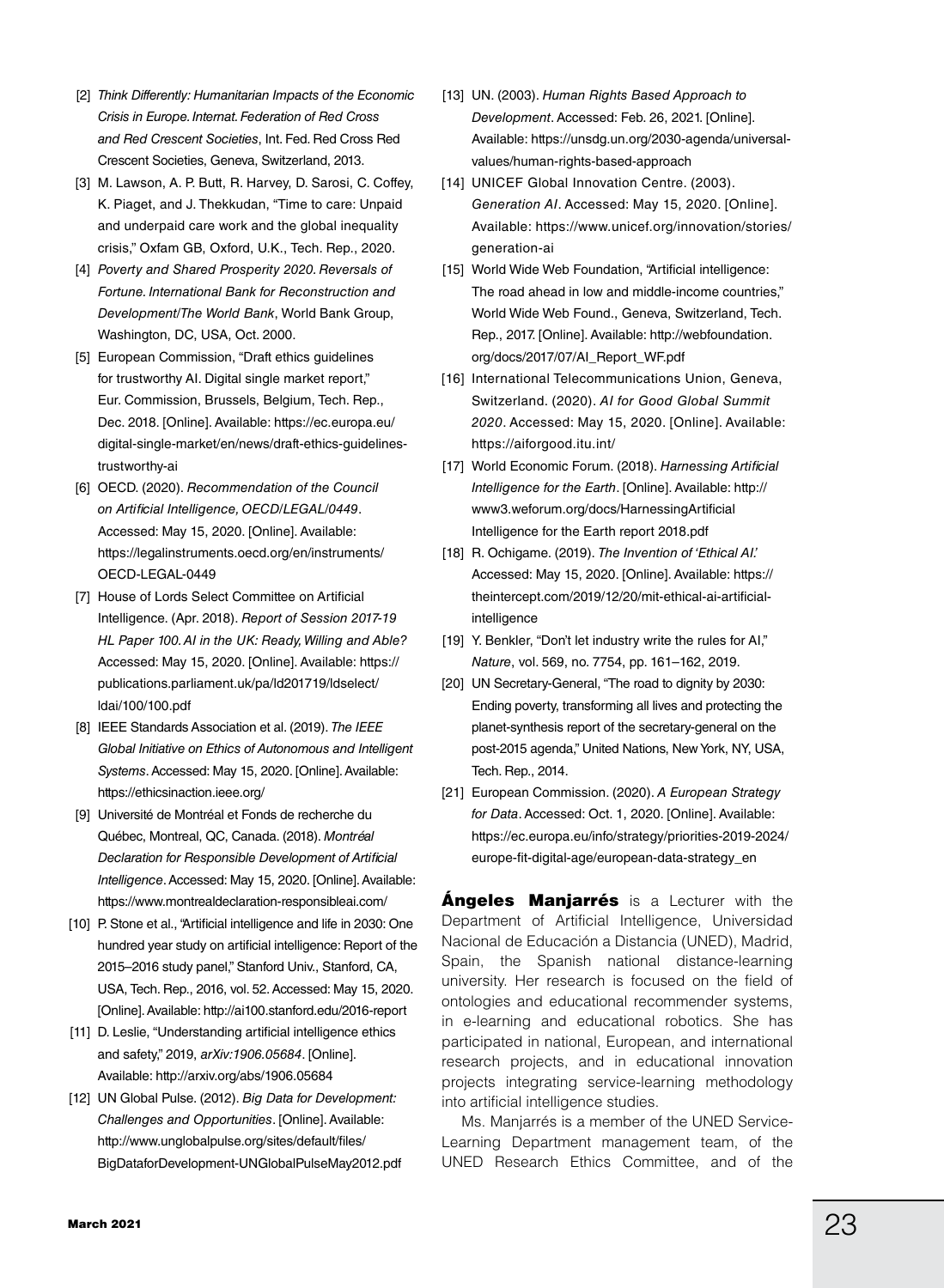[2] *Think Differently: Humanitarian Impacts of the Economic Crisis in Europe. Internat. Federation of Red Cross and Red Crescent Societies*, Int. Fed. Red Cross Red Crescent Societies, Geneva, Switzerland, 2013.

[3] M. Lawson, A. P. Butt, R. Harvey, D. Sarosi, C. Coffey, K. Piaget, and J. Thekkudan, "Time to care: Unpaid and underpaid care work and the global inequality crisis," Oxfam GB, Oxford, U.K., Tech. Rep., 2020.

[4] *Poverty and Shared Prosperity 2020. Reversals of Fortune. International Bank for Reconstruction and Development/The World Bank*, World Bank Group, Washington, DC, USA, Oct. 2000.

[5] European Commission, "Draft ethics guidelines for trustworthy AI. Digital single market report," Eur. Commission, Brussels, Belgium, Tech. Rep., Dec. 2018. [Online]. Available: https://ec.europa.eu/digital-single-market/en/news/draft-ethics-guidelines-trustworthy-ai

[6] OECD. (2020). *Recommendation of the Council on Artificial Intelligence, OECD/LEGAL/0449*. Accessed: May 15, 2020. [Online]. Available: https://legalinstruments.oecd.org/en/instruments/OECD-LEGAL-0449

[7] House of Lords Select Committee on Artificial Intelligence. (Apr. 2018). *Report of Session 2017-19 HL Paper 100. AI in the UK: Ready, Willing and Able?* Accessed: May 15, 2020. [Online]. Available: https://publications.parliament.uk/pa/ld201719/ldselect/ldai/100/100.pdf

[8] IEEE Standards Association et al. (2019). *The IEEE Global Initiative on Ethics of Autonomous and Intelligent Systems*. Accessed: May 15, 2020. [Online]. Available: https://ethicsinaction.ieee.org/

[9] Université de Montréal et Fonds de recherche du Québec, Montreal, QC, Canada. (2018). *Montréal Declaration for Responsible Development of Artificial Intelligence*. Accessed: May 15, 2020. [Online]. Available: https://www.montrealdeclaration-responsibleai.com/

[10] P. Stone et al., "Artificial intelligence and life in 2030: One hundred year study on artificial intelligence: Report of the 2015–2016 study panel," Stanford Univ., Stanford, CA, USA, Tech. Rep., 2016, vol. 52. Accessed: May 15, 2020. [Online]. Available: http://ai100.stanford.edu/2016-report

[11] D. Leslie, "Understanding artificial intelligence ethics and safety," 2019, *arXiv:1906.05684*. [Online]. Available: http://arxiv.org/abs/1906.05684

[12] UN Global Pulse. (2012). *Big Data for Development: Challenges and Opportunities*. [Online]. Available: http://www.unglobalpulse.org/sites/default/files/BigDataforDevelopment-UNGlobalPulseMay2012.pdf

[13] UN. (2003). *Human Rights Based Approach to Development*. Accessed: Feb. 26, 2021. [Online]. Available: https://unsdg.un.org/2030-agenda/universal-values/human-rights-based-approach

[14] UNICEF Global Innovation Centre. (2003). *Generation AI*. Accessed: May 15, 2020. [Online]. Available: https://www.unicef.org/innovation/stories/generation-ai

[15] World Wide Web Foundation, "Artificial intelligence: The road ahead in low and middle-income countries," World Wide Web Found., Geneva, Switzerland, Tech. Rep., 2017. [Online]. Available: http://webfoundation.org/docs/2017/07/AI_Report_WF.pdf

[16] International Telecommunications Union, Geneva, Switzerland. (2020). *AI for Good Global Summit 2020*. Accessed: May 15, 2020. [Online]. Available: https://aiforgood.itu.int/

[17] World Economic Forum. (2018). *Harnessing Artificial Intelligence for the Earth*. [Online]. Available: http://www3.weforum.org/docs/HarnessingArtificial Intelligence for the Earth report 2018.pdf

[18] R. Ochigame. (2019). *The Invention of 'Ethical AI.'* Accessed: May 15, 2020. [Online]. Available: https://theintercept.com/2019/12/20/mit-ethical-ai-artificial-intelligence

[19] Y. Benkler, "Don't let industry write the rules for AI," *Nature*, vol. 569, no. 7754, pp. 161–162, 2019.

[20] UN Secretary-General, "The road to dignity by 2030: Ending poverty, transforming all lives and protecting the planet-synthesis report of the secretary-general on the post-2015 agenda," United Nations, New York, NY, USA, Tech. Rep., 2014.

[21] European Commission. (2020). *A European Strategy for Data*. Accessed: Oct. 1, 2020. [Online]. Available: https://ec.europa.eu/info/strategy/priorities-2019-2024/europe-fit-digital-age/european-data-strategy_en

**Ángeles Manjarrés** is a Lecturer with the Department of Artificial Intelligence, Universidad Nacional de Educación a Distancia (UNED), Madrid, Spain, the Spanish national distance-learning university. Her research is focused on the field of ontologies and educational recommender systems, in e-learning and educational robotics. She has participated in national, European, and international research projects, and in educational innovation projects integrating service-learning methodology into artificial intelligence studies.

Ms. Manjarrés is a member of the UNED Service-Learning Department management team, of the UNED Research Ethics Committee, and of the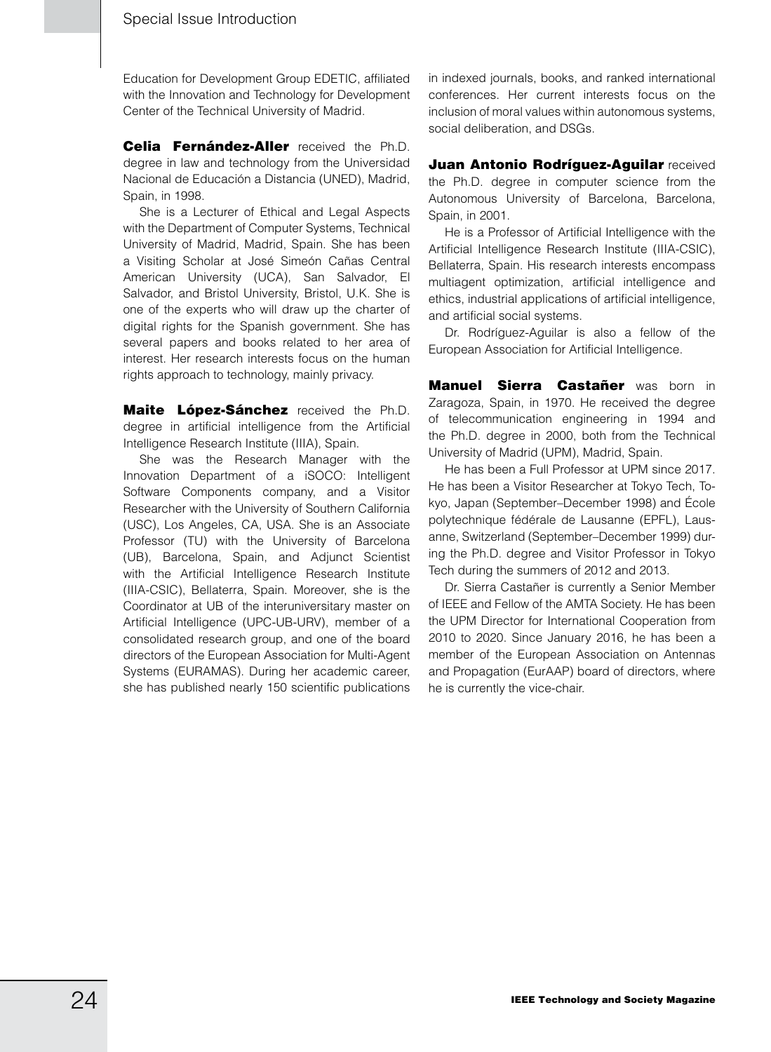Education for Development Group EDETIC, affiliated with the Innovation and Technology for Development Center of the Technical University of Madrid.

**Celia Fernández-Aller** received the Ph.D. degree in law and technology from the Universidad Nacional de Educación a Distancia (UNED), Madrid, Spain, in 1998.

She is a Lecturer of Ethical and Legal Aspects with the Department of Computer Systems, Technical University of Madrid, Madrid, Spain. She has been a Visiting Scholar at José Simeón Cañas Central American University (UCA), San Salvador, El Salvador, and Bristol University, Bristol, U.K. She is one of the experts who will draw up the charter of digital rights for the Spanish government. She has several papers and books related to her area of interest. Her research interests focus on the human rights approach to technology, mainly privacy.

**Maite López-Sánchez** received the Ph.D. degree in artificial intelligence from the Artificial Intelligence Research Institute (IIIA), Spain.

She was the Research Manager with the Innovation Department of a iSOCO: Intelligent Software Components company, and a Visitor Researcher with the University of Southern California (USC), Los Angeles, CA, USA. She is an Associate Professor (TU) with the University of Barcelona (UB), Barcelona, Spain, and Adjunct Scientist with the Artificial Intelligence Research Institute (IIIA-CSIC), Bellaterra, Spain. Moreover, she is the Coordinator at UB of the interuniversitary master on Artificial Intelligence (UPC-UB-URV), member of a consolidated research group, and one of the board directors of the European Association for Multi-Agent Systems (EURAMAS). During her academic career, she has published nearly 150 scientific publications in indexed journals, books, and ranked international conferences. Her current interests focus on the inclusion of moral values within autonomous systems, social deliberation, and DSGs.

**Juan Antonio Rodríguez-Aguilar** received the Ph.D. degree in computer science from the Autonomous University of Barcelona, Barcelona, Spain, in 2001.

He is a Professor of Artificial Intelligence with the Artificial Intelligence Research Institute (IIIA-CSIC), Bellaterra, Spain. His research interests encompass multiagent optimization, artificial intelligence and ethics, industrial applications of artificial intelligence, and artificial social systems.

Dr. Rodríguez-Aguilar is also a fellow of the European Association for Artificial Intelligence.

**Manuel Sierra Castañer** was born in Zaragoza, Spain, in 1970. He received the degree of telecommunication engineering in 1994 and the Ph.D. degree in 2000, both from the Technical University of Madrid (UPM), Madrid, Spain.

He has been a Full Professor at UPM since 2017. He has been a Visitor Researcher at Tokyo Tech, Tokyo, Japan (September–December 1998) and École polytechnique fédérale de Lausanne (EPFL), Lausanne, Switzerland (September–December 1999) during the Ph.D. degree and Visitor Professor in Tokyo Tech during the summers of 2012 and 2013.

Dr. Sierra Castañer is currently a Senior Member of IEEE and Fellow of the AMTA Society. He has been the UPM Director for International Cooperation from 2010 to 2020. Since January 2016, he has been a member of the European Association on Antennas and Propagation (EurAAP) board of directors, where he is currently the vice-chair.